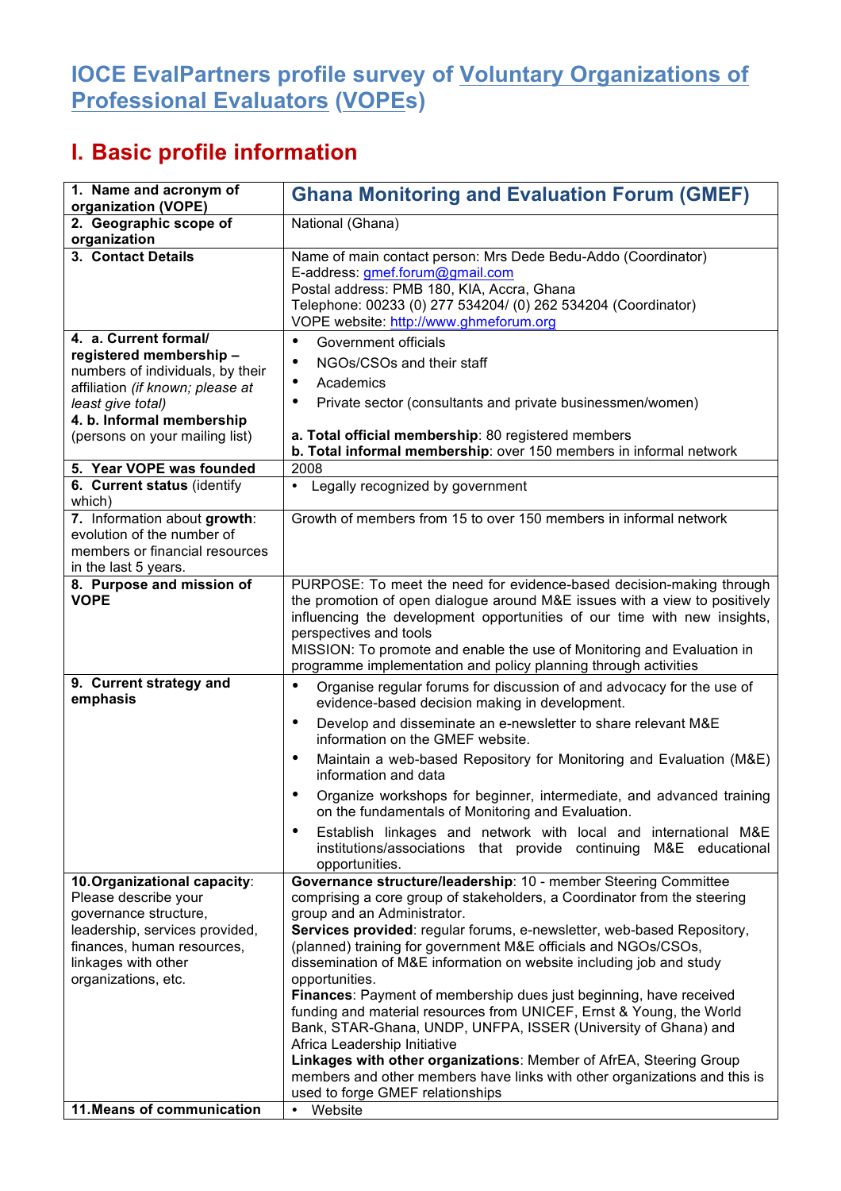# IOCE EvalPartners profile survey of Voluntary Organizations of Professional Evaluators (VOPEs)

## I. Basic profile information

| **1. Name and acronym of organization (VOPE)** | **Ghana Monitoring and Evaluation Forum (GMEF)** |
|---|---|
| **2. Geographic scope of organization** | National (Ghana) |
| **3. Contact Details** | Name of main contact person: Mrs Dede Bedu-Addo (Coordinator)<br>E-address: gmef.forum@gmail.com<br>Postal address: PMB 180, KIA, Accra, Ghana<br>Telephone: 00233 (0) 277 534204/ (0) 262 534204 (Coordinator)<br>VOPE website: http://www.ghmeforum.org |
| **4. a. Current formal/ registered membership –** numbers of individuals, by their affiliation *(if known; please at least give total)*<br>**4. b. Informal membership** (persons on your mailing list) | • Government officials<br>• NGOs/CSOs and their staff<br>• Academics<br>• Private sector (consultants and private businessmen/women)<br><br>**a. Total official membership**: 80 registered members<br>**b. Total informal membership**: over 150 members in informal network |
| **5. Year VOPE was founded** | 2008 |
| **6. Current status** (identify which) | • Legally recognized by government |
| **7.** Information about **growth**: evolution of the number of members or financial resources in the last 5 years. | Growth of members from 15 to over 150 members in informal network |
| **8. Purpose and mission of VOPE** | PURPOSE: To meet the need for evidence-based decision-making through the promotion of open dialogue around M&E issues with a view to positively influencing the development opportunities of our time with new insights, perspectives and tools<br>MISSION: To promote and enable the use of Monitoring and Evaluation in programme implementation and policy planning through activities |
| **9. Current strategy and emphasis** | • Organise regular forums for discussion of and advocacy for the use of evidence-based decision making in development.<br>• Develop and disseminate an e-newsletter to share relevant M&E information on the GMEF website.<br>• Maintain a web-based Repository for Monitoring and Evaluation (M&E) information and data<br>• Organize workshops for beginner, intermediate, and advanced training on the fundamentals of Monitoring and Evaluation.<br>• Establish linkages and network with local and international M&E institutions/associations that provide continuing M&E educational opportunities. |
| **10. Organizational capacity**: Please describe your governance structure, leadership, services provided, finances, human resources, linkages with other organizations, etc. | **Governance structure/leadership**: 10 - member Steering Committee comprising a core group of stakeholders, a Coordinator from the steering group and an Administrator.<br>**Services provided**: regular forums, e-newsletter, web-based Repository, (planned) training for government M&E officials and NGOs/CSOs, dissemination of M&E information on website including job and study opportunities.<br>**Finances**: Payment of membership dues just beginning, have received funding and material resources from UNICEF, Ernst & Young, the World Bank, STAR-Ghana, UNDP, UNFPA, ISSER (University of Ghana) and Africa Leadership Initiative<br>**Linkages with other organizations**: Member of AfrEA, Steering Group members and other members have links with other organizations and this is used to forge GMEF relationships |
| **11. Means of communication** | • Website |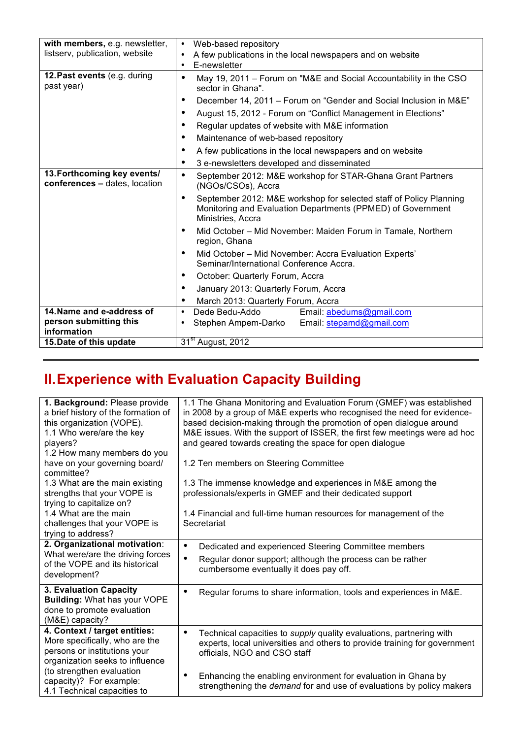| | |
|---|---|
| **with members,** e.g. newsletter, listserv, publication, website | • Web-based repository<br>• A few publications in the local newspapers and on website<br>• E-newsletter |
| **12. Past events** (e.g. during past year) | • May 19, 2011 – Forum on "M&E and Social Accountability in the CSO sector in Ghana".<br>• December 14, 2011 – Forum on "Gender and Social Inclusion in M&E"<br>• August 15, 2012 - Forum on "Conflict Management in Elections"<br>• Regular updates of website with M&E information<br>• Maintenance of web-based repository<br>• A few publications in the local newspapers and on website<br>• 3 e-newsletters developed and disseminated |
| **13. Forthcoming key events/ conferences –** dates, location | • September 2012: M&E workshop for STAR-Ghana Grant Partners (NGOs/CSOs), Accra<br>• September 2012: M&E workshop for selected staff of Policy Planning Monitoring and Evaluation Departments (PPMED) of Government Ministries, Accra<br>• Mid October – Mid November: Maiden Forum in Tamale, Northern region, Ghana<br>• Mid October – Mid November: Accra Evaluation Experts' Seminar/International Conference Accra.<br>• October: Quarterly Forum, Accra<br>• January 2013: Quarterly Forum, Accra<br>• March 2013: Quarterly Forum, Accra |
| **14. Name and e-address of person submitting this information** | • Dede Bedu-Addo Email: abedums@gmail.com<br>• Stephen Ampem-Darko Email: stepamd@gmail.com |
| **15. Date of this update** | 31st August, 2012 |

## II. Experience with Evaluation Capacity Building

| | |
|---|---|
| **1. Background:** Please provide a brief history of the formation of this organization (VOPE).<br>1.1 Who were/are the key players?<br>1.2 How many members do you have on your governing board/ committee?<br>1.3 What are the main existing strengths that your VOPE is trying to capitalize on?<br>1.4 What are the main challenges that your VOPE is trying to address? | 1.1 The Ghana Monitoring and Evaluation Forum (GMEF) was established in 2008 by a group of M&E experts who recognised the need for evidence-based decision-making through the promotion of open dialogue around M&E issues. With the support of ISSER, the first few meetings were ad hoc and geared towards creating the space for open dialogue<br><br>1.2 Ten members on Steering Committee<br><br>1.3 The immense knowledge and experiences in M&E among the professionals/experts in GMEF and their dedicated support<br><br>1.4 Financial and full-time human resources for management of the Secretariat |
| **2. Organizational motivation**: What were/are the driving forces of the VOPE and its historical development? | • Dedicated and experienced Steering Committee members<br>• Regular donor support; although the process can be rather cumbersome eventually it does pay off. |
| **3. Evaluation Capacity Building:** What has your VOPE done to promote evaluation (M&E) capacity? | • Regular forums to share information, tools and experiences in M&E. |
| **4. Context / target entities:** More specifically, who are the persons or institutions your organization seeks to influence (to strengthen evaluation capacity)? For example:<br>4.1 Technical capacities to | • Technical capacities to *supply* quality evaluations, partnering with experts, local universities and others to provide training for government officials, NGO and CSO staff<br><br>• Enhancing the enabling environment for evaluation in Ghana by strengthening the *demand* for and use of evaluations by policy makers |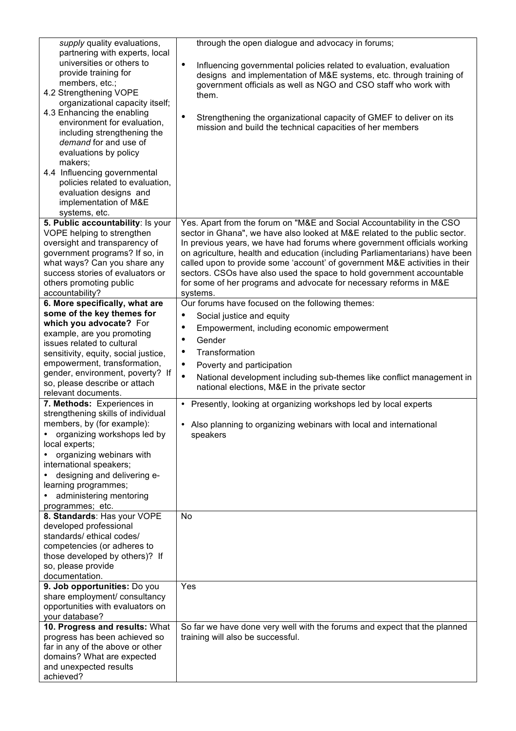| | |
|---|---|
| *supply* quality evaluations, partnering with experts, local universities or others to provide training for members, etc.;<br>4.2 Strengthening VOPE organizational capacity itself;<br>4.3 Enhancing the enabling environment for evaluation, including strengthening the *demand* for and use of evaluations by policy makers;<br>4.4 Influencing governmental policies related to evaluation, evaluation designs and implementation of M&E systems, etc. | through the open dialogue and advocacy in forums;<br>• Influencing governmental policies related to evaluation, evaluation designs and implementation of M&E systems, etc. through training of government officials as well as NGO and CSO staff who work with them.<br>• Strengthening the organizational capacity of GMEF to deliver on its mission and build the technical capacities of her members |
| **5. Public accountability**: Is your VOPE helping to strengthen oversight and transparency of government programs? If so, in what ways? Can you share any success stories of evaluators or others promoting public accountability? | Yes. Apart from the forum on "M&E and Social Accountability in the CSO sector in Ghana", we have also looked at M&E related to the public sector. In previous years, we have had forums where government officials working on agriculture, health and education (including Parliamentarians) have been called upon to provide some 'account' of government M&E activities in their sectors. CSOs have also used the space to hold government accountable for some of her programs and advocate for necessary reforms in M&E systems. |
| **6. More specifically, what are some of the key themes for which you advocate?** For example, are you promoting issues related to cultural sensitivity, equity, social justice, empowerment, transformation, gender, environment, poverty? If so, please describe or attach relevant documents. | Our forums have focused on the following themes:<br>• Social justice and equity<br>• Empowerment, including economic empowerment<br>• Gender<br>• Transformation<br>• Poverty and participation<br>• National development including sub-themes like conflict management in national elections, M&E in the private sector |
| **7. Methods:** Experiences in strengthening skills of individual members, by (for example):<br>• organizing workshops led by local experts;<br>• organizing webinars with international speakers;<br>• designing and delivering e-learning programmes;<br>• administering mentoring programmes; etc. | • Presently, looking at organizing workshops led by local experts<br>• Also planning to organizing webinars with local and international speakers |
| **8. Standards**: Has your VOPE developed professional standards/ ethical codes/ competencies (or adheres to those developed by others)? If so, please provide documentation. | No |
| **9. Job opportunities:** Do you share employment/ consultancy opportunities with evaluators on your database? | Yes |
| **10. Progress and results:** What progress has been achieved so far in any of the above or other domains? What are expected and unexpected results achieved? | So far we have done very well with the forums and expect that the planned training will also be successful. |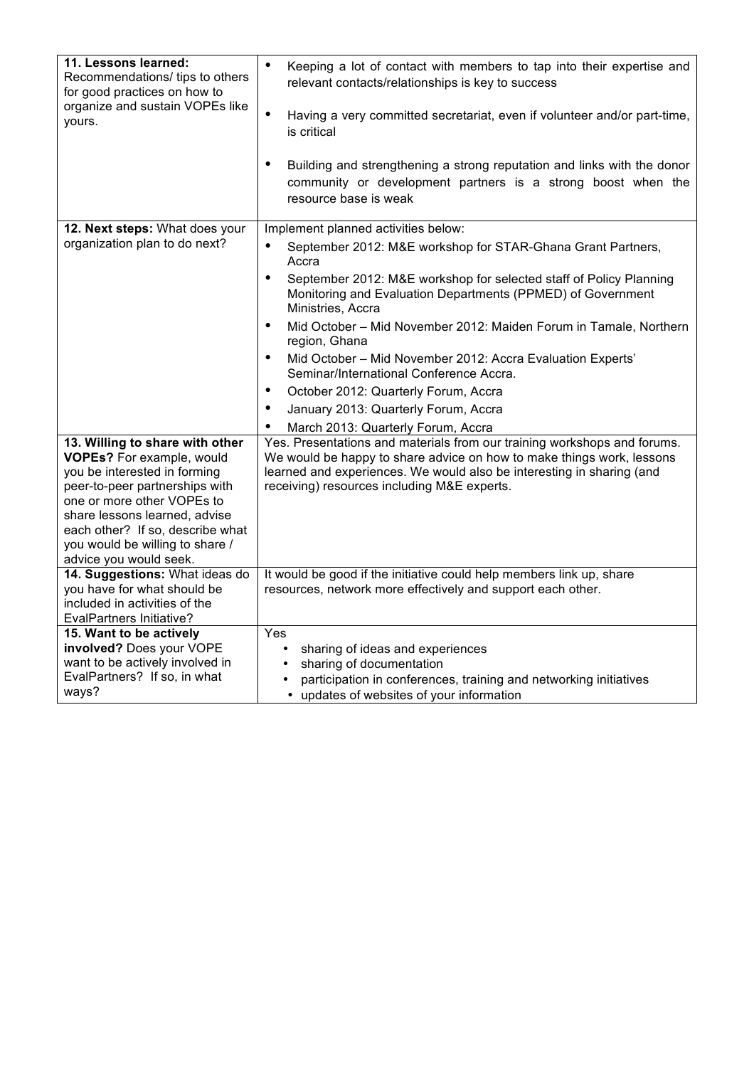| | |
|---|---|
| **11. Lessons learned:** Recommendations/ tips to others for good practices on how to organize and sustain VOPEs like yours. | • Keeping a lot of contact with members to tap into their expertise and relevant contacts/relationships is key to success<br>• Having a very committed secretariat, even if volunteer and/or part-time, is critical<br>• Building and strengthening a strong reputation and links with the donor community or development partners is a strong boost when the resource base is weak |
| **12. Next steps:** What does your organization plan to do next? | Implement planned activities below:<br>• September 2012: M&E workshop for STAR-Ghana Grant Partners, Accra<br>• September 2012: M&E workshop for selected staff of Policy Planning Monitoring and Evaluation Departments (PPMED) of Government Ministries, Accra<br>• Mid October – Mid November 2012: Maiden Forum in Tamale, Northern region, Ghana<br>• Mid October – Mid November 2012: Accra Evaluation Experts' Seminar/International Conference Accra.<br>• October 2012: Quarterly Forum, Accra<br>• January 2013: Quarterly Forum, Accra<br>• March 2013: Quarterly Forum, Accra |
| **13. Willing to share with other VOPEs?** For example, would you be interested in forming peer-to-peer partnerships with one or more other VOPEs to share lessons learned, advise each other? If so, describe what you would be willing to share / advice you would seek. | Yes. Presentations and materials from our training workshops and forums. We would be happy to share advice on how to make things work, lessons learned and experiences. We would also be interesting in sharing (and receiving) resources including M&E experts. |
| **14. Suggestions:** What ideas do you have for what should be included in activities of the EvalPartners Initiative? | It would be good if the initiative could help members link up, share resources, network more effectively and support each other. |
| **15. Want to be actively involved?** Does your VOPE want to be actively involved in EvalPartners? If so, in what ways? | Yes<br>• sharing of ideas and experiences<br>• sharing of documentation<br>• participation in conferences, training and networking initiatives<br>• updates of websites of your information |